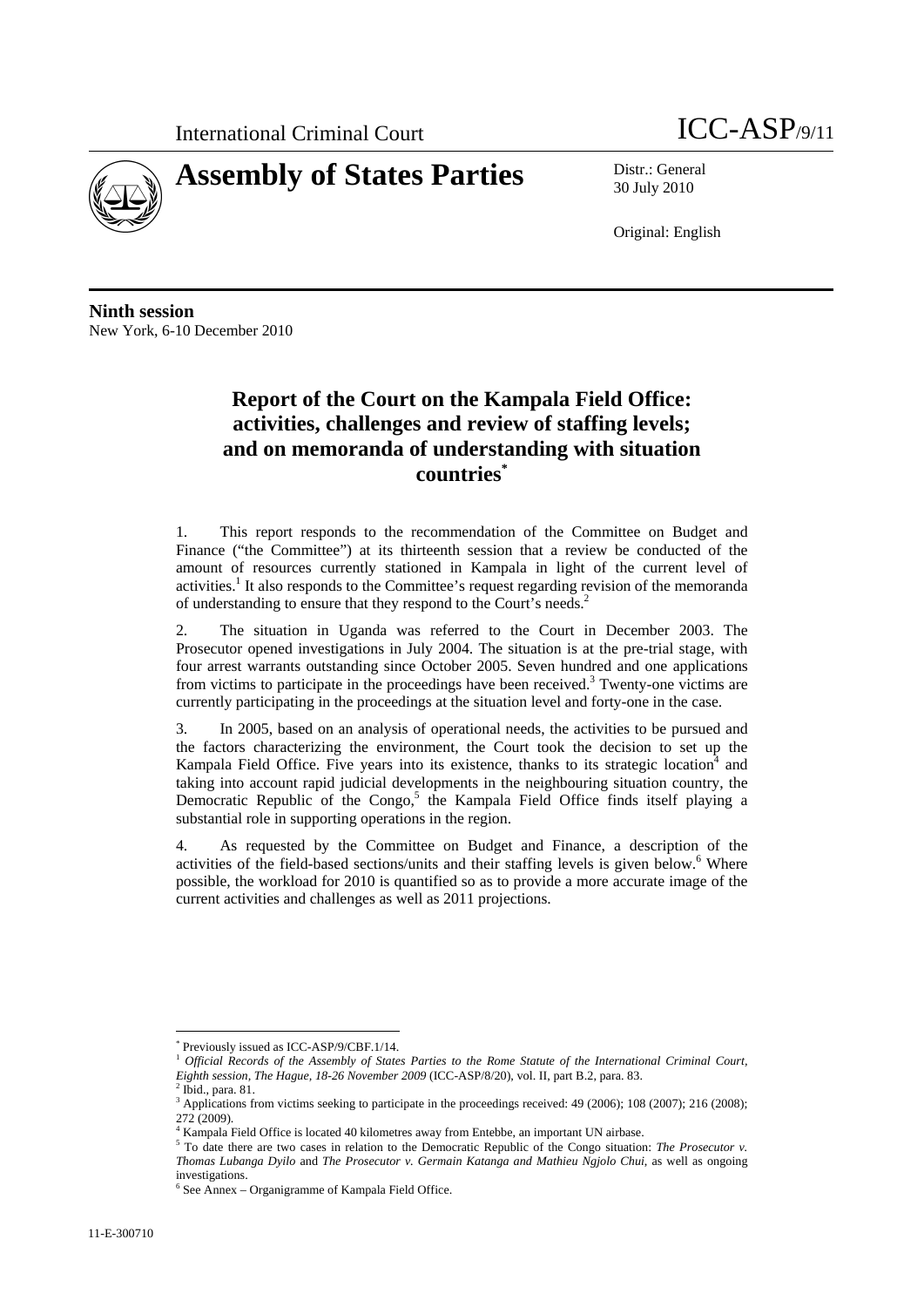International Criminal Court

# Assembly of States Parties

ICC-ASP/9/11

Distr.: General
30 July 2010

Original: English

**Ninth session**
New York, 6-10 December 2010

## Report of the Court on the Kampala Field Office: activities, challenges and review of staffing levels; and on memoranda of understanding with situation countries[*]

1. This report responds to the recommendation of the Committee on Budget and Finance ("the Committee") at its thirteenth session that a review be conducted of the amount of resources currently stationed in Kampala in light of the current level of activities.[1] It also responds to the Committee's request regarding revision of the memoranda of understanding to ensure that they respond to the Court's needs.[2]

2. The situation in Uganda was referred to the Court in December 2003. The Prosecutor opened investigations in July 2004. The situation is at the pre-trial stage, with four arrest warrants outstanding since October 2005. Seven hundred and one applications from victims to participate in the proceedings have been received.[3] Twenty-one victims are currently participating in the proceedings at the situation level and forty-one in the case.

3. In 2005, based on an analysis of operational needs, the activities to be pursued and the factors characterizing the environment, the Court took the decision to set up the Kampala Field Office. Five years into its existence, thanks to its strategic location[4] and taking into account rapid judicial developments in the neighbouring situation country, the Democratic Republic of the Congo,[5] the Kampala Field Office finds itself playing a substantial role in supporting operations in the region.

4. As requested by the Committee on Budget and Finance, a description of the activities of the field-based sections/units and their staffing levels is given below.[6] Where possible, the workload for 2010 is quantified so as to provide a more accurate image of the current activities and challenges as well as 2011 projections.

---

[*] Previously issued as ICC-ASP/9/CBF.1/14.

[1] *Official Records of the Assembly of States Parties to the Rome Statute of the International Criminal Court, Eighth session, The Hague, 18-26 November 2009* (ICC-ASP/8/20), vol. II, part B.2, para. 83.

[2] Ibid., para. 81.

[3] Applications from victims seeking to participate in the proceedings received: 49 (2006); 108 (2007); 216 (2008); 272 (2009).

[4] Kampala Field Office is located 40 kilometres away from Entebbe, an important UN airbase.

[5] To date there are two cases in relation to the Democratic Republic of the Congo situation: *The Prosecutor v. Thomas Lubanga Dyilo* and *The Prosecutor v. Germain Katanga and Mathieu Ngjolo Chui*, as well as ongoing investigations.

[6] See Annex – Organigramme of Kampala Field Office.

11-E-300710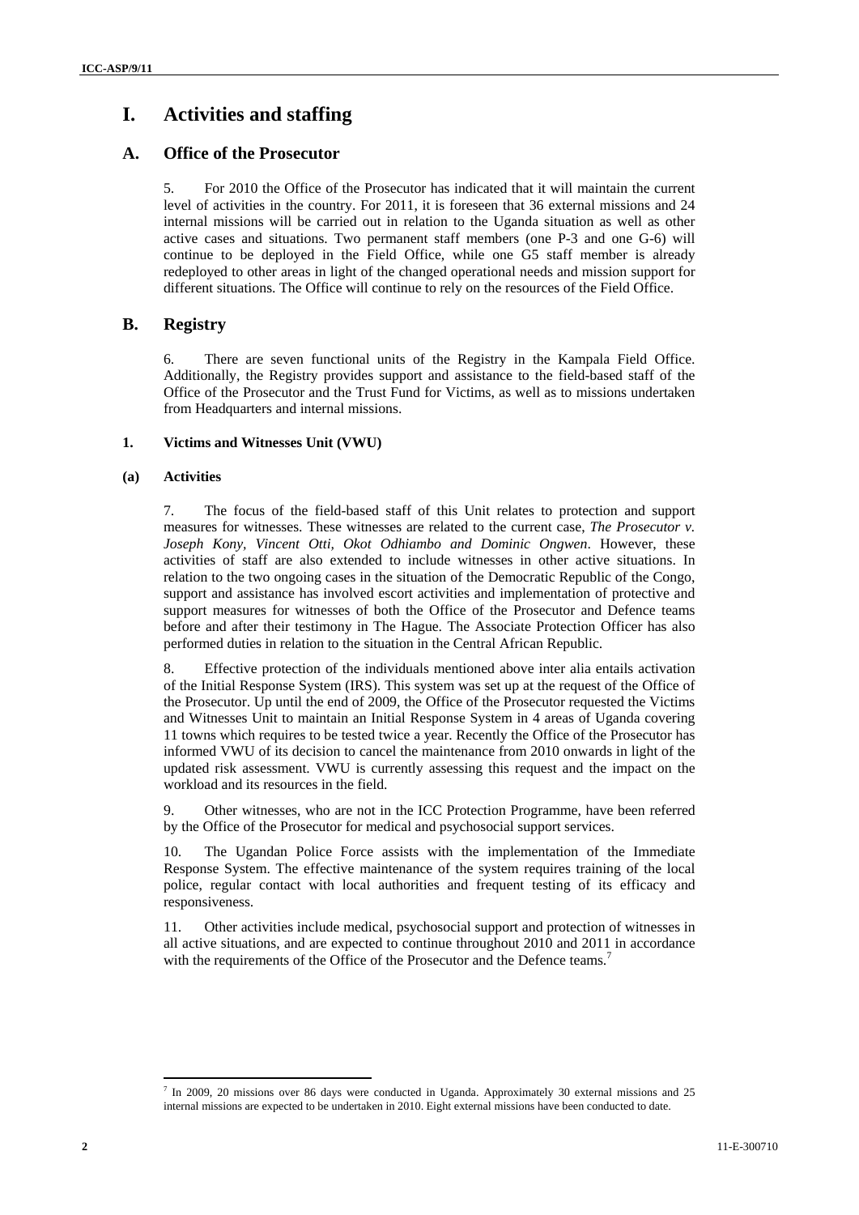# I. Activities and staffing

## A. Office of the Prosecutor

5. For 2010 the Office of the Prosecutor has indicated that it will maintain the current level of activities in the country. For 2011, it is foreseen that 36 external missions and 24 internal missions will be carried out in relation to the Uganda situation as well as other active cases and situations. Two permanent staff members (one P-3 and one G-6) will continue to be deployed in the Field Office, while one G5 staff member is already redeployed to other areas in light of the changed operational needs and mission support for different situations. The Office will continue to rely on the resources of the Field Office.

## B. Registry

6. There are seven functional units of the Registry in the Kampala Field Office. Additionally, the Registry provides support and assistance to the field-based staff of the Office of the Prosecutor and the Trust Fund for Victims, as well as to missions undertaken from Headquarters and internal missions.

### 1. Victims and Witnesses Unit (VWU)

#### (a) Activities

7. The focus of the field-based staff of this Unit relates to protection and support measures for witnesses. These witnesses are related to the current case, *The Prosecutor v. Joseph Kony, Vincent Otti, Okot Odhiambo and Dominic Ongwen*. However, these activities of staff are also extended to include witnesses in other active situations. In relation to the two ongoing cases in the situation of the Democratic Republic of the Congo, support and assistance has involved escort activities and implementation of protective and support measures for witnesses of both the Office of the Prosecutor and Defence teams before and after their testimony in The Hague. The Associate Protection Officer has also performed duties in relation to the situation in the Central African Republic.

8. Effective protection of the individuals mentioned above inter alia entails activation of the Initial Response System (IRS). This system was set up at the request of the Office of the Prosecutor. Up until the end of 2009, the Office of the Prosecutor requested the Victims and Witnesses Unit to maintain an Initial Response System in 4 areas of Uganda covering 11 towns which requires to be tested twice a year. Recently the Office of the Prosecutor has informed VWU of its decision to cancel the maintenance from 2010 onwards in light of the updated risk assessment. VWU is currently assessing this request and the impact on the workload and its resources in the field.

9. Other witnesses, who are not in the ICC Protection Programme, have been referred by the Office of the Prosecutor for medical and psychosocial support services.

10. The Ugandan Police Force assists with the implementation of the Immediate Response System. The effective maintenance of the system requires training of the local police, regular contact with local authorities and frequent testing of its efficacy and responsiveness.

11. Other activities include medical, psychosocial support and protection of witnesses in all active situations, and are expected to continue throughout 2010 and 2011 in accordance with the requirements of the Office of the Prosecutor and the Defence teams.[7]

[7] In 2009, 20 missions over 86 days were conducted in Uganda. Approximately 30 external missions and 25 internal missions are expected to be undertaken in 2010. Eight external missions have been conducted to date.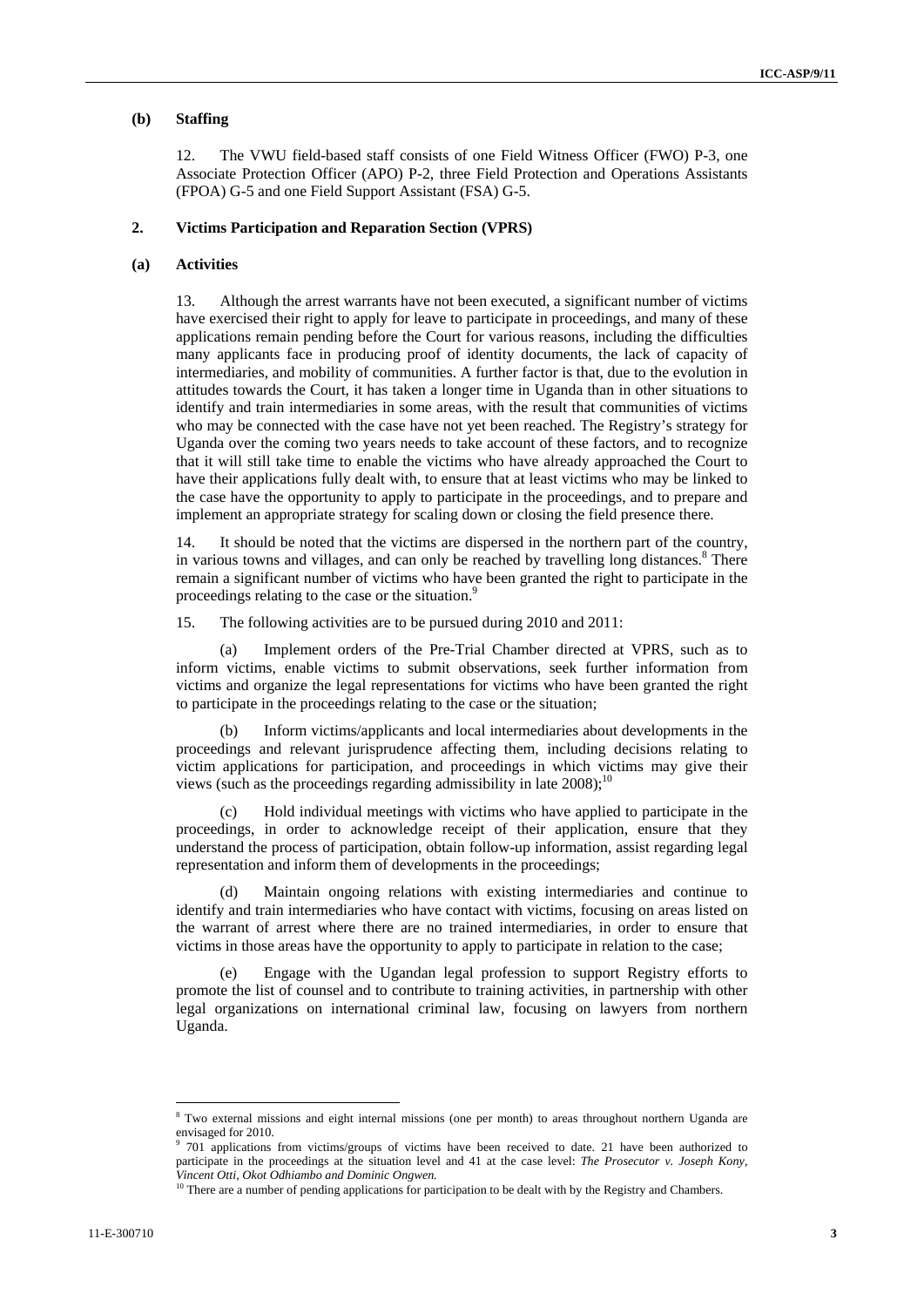### (b) Staffing

12. The VWU field-based staff consists of one Field Witness Officer (FWO) P-3, one Associate Protection Officer (APO) P-2, three Field Protection and Operations Assistants (FPOA) G-5 and one Field Support Assistant (FSA) G-5.

## 2. Victims Participation and Reparation Section (VPRS)

### (a) Activities

13. Although the arrest warrants have not been executed, a significant number of victims have exercised their right to apply for leave to participate in proceedings, and many of these applications remain pending before the Court for various reasons, including the difficulties many applicants face in producing proof of identity documents, the lack of capacity of intermediaries, and mobility of communities. A further factor is that, due to the evolution in attitudes towards the Court, it has taken a longer time in Uganda than in other situations to identify and train intermediaries in some areas, with the result that communities of victims who may be connected with the case have not yet been reached. The Registry's strategy for Uganda over the coming two years needs to take account of these factors, and to recognize that it will still take time to enable the victims who have already approached the Court to have their applications fully dealt with, to ensure that at least victims who may be linked to the case have the opportunity to apply to participate in the proceedings, and to prepare and implement an appropriate strategy for scaling down or closing the field presence there.

14. It should be noted that the victims are dispersed in the northern part of the country, in various towns and villages, and can only be reached by travelling long distances.[8] There remain a significant number of victims who have been granted the right to participate in the proceedings relating to the case or the situation.[9]

15. The following activities are to be pursued during 2010 and 2011:

(a) Implement orders of the Pre-Trial Chamber directed at VPRS, such as to inform victims, enable victims to submit observations, seek further information from victims and organize the legal representations for victims who have been granted the right to participate in the proceedings relating to the case or the situation;

(b) Inform victims/applicants and local intermediaries about developments in the proceedings and relevant jurisprudence affecting them, including decisions relating to victim applications for participation, and proceedings in which victims may give their views (such as the proceedings regarding admissibility in late 2008);[10]

(c) Hold individual meetings with victims who have applied to participate in the proceedings, in order to acknowledge receipt of their application, ensure that they understand the process of participation, obtain follow-up information, assist regarding legal representation and inform them of developments in the proceedings;

(d) Maintain ongoing relations with existing intermediaries and continue to identify and train intermediaries who have contact with victims, focusing on areas listed on the warrant of arrest where there are no trained intermediaries, in order to ensure that victims in those areas have the opportunity to apply to participate in relation to the case;

(e) Engage with the Ugandan legal profession to support Registry efforts to promote the list of counsel and to contribute to training activities, in partnership with other legal organizations on international criminal law, focusing on lawyers from northern Uganda.

---

[8] Two external missions and eight internal missions (one per month) to areas throughout northern Uganda are envisaged for 2010.

[9] 701 applications from victims/groups of victims have been received to date. 21 have been authorized to participate in the proceedings at the situation level and 41 at the case level: *The Prosecutor v. Joseph Kony, Vincent Otti, Okot Odhiambo and Dominic Ongwen.*

[10] There are a number of pending applications for participation to be dealt with by the Registry and Chambers.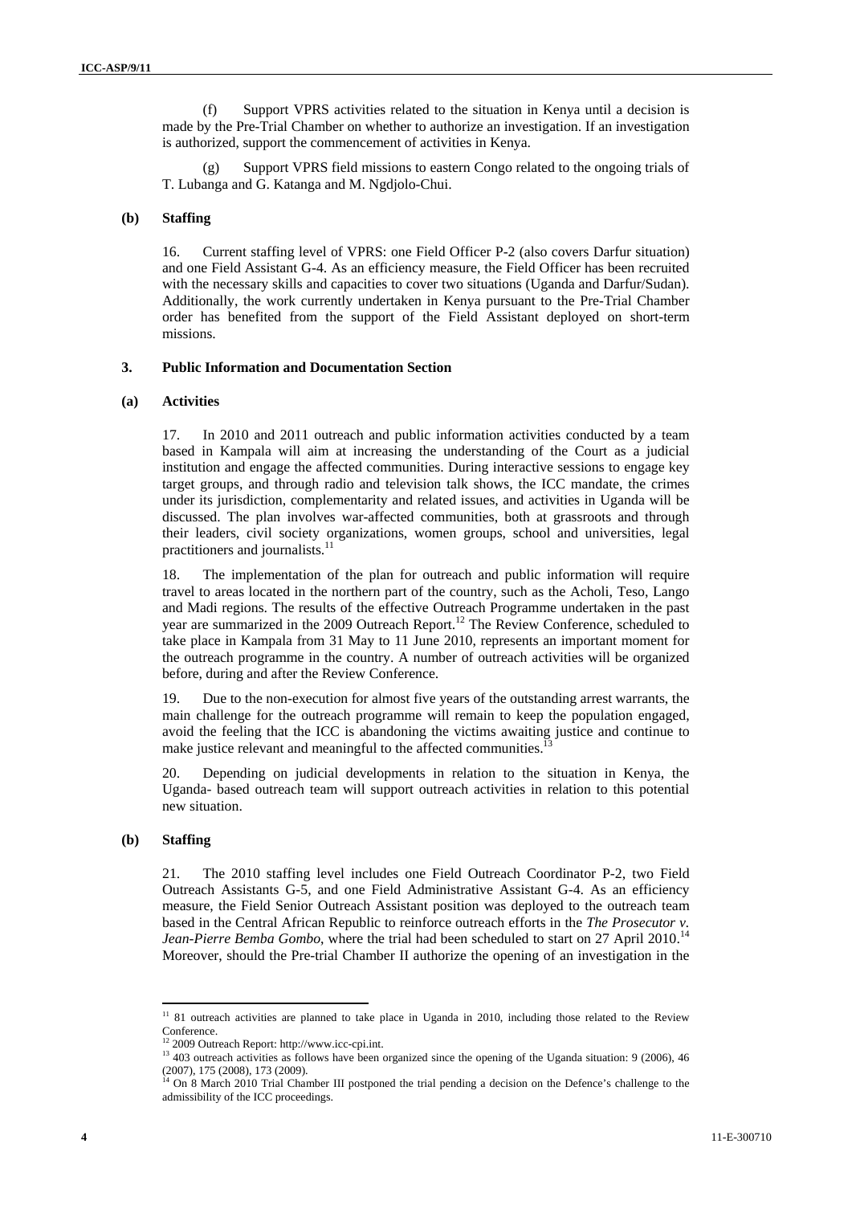(f) Support VPRS activities related to the situation in Kenya until a decision is made by the Pre-Trial Chamber on whether to authorize an investigation. If an investigation is authorized, support the commencement of activities in Kenya.

(g) Support VPRS field missions to eastern Congo related to the ongoing trials of T. Lubanga and G. Katanga and M. Ngdjolo-Chui.

#### (b) Staffing

16. Current staffing level of VPRS: one Field Officer P-2 (also covers Darfur situation) and one Field Assistant G-4. As an efficiency measure, the Field Officer has been recruited with the necessary skills and capacities to cover two situations (Uganda and Darfur/Sudan). Additionally, the work currently undertaken in Kenya pursuant to the Pre-Trial Chamber order has benefited from the support of the Field Assistant deployed on short-term missions.

### 3. Public Information and Documentation Section

#### (a) Activities

17. In 2010 and 2011 outreach and public information activities conducted by a team based in Kampala will aim at increasing the understanding of the Court as a judicial institution and engage the affected communities. During interactive sessions to engage key target groups, and through radio and television talk shows, the ICC mandate, the crimes under its jurisdiction, complementarity and related issues, and activities in Uganda will be discussed. The plan involves war-affected communities, both at grassroots and through their leaders, civil society organizations, women groups, school and universities, legal practitioners and journalists.[11]

18. The implementation of the plan for outreach and public information will require travel to areas located in the northern part of the country, such as the Acholi, Teso, Lango and Madi regions. The results of the effective Outreach Programme undertaken in the past year are summarized in the 2009 Outreach Report.[12] The Review Conference, scheduled to take place in Kampala from 31 May to 11 June 2010, represents an important moment for the outreach programme in the country. A number of outreach activities will be organized before, during and after the Review Conference.

19. Due to the non-execution for almost five years of the outstanding arrest warrants, the main challenge for the outreach programme will remain to keep the population engaged, avoid the feeling that the ICC is abandoning the victims awaiting justice and continue to make justice relevant and meaningful to the affected communities.[13]

20. Depending on judicial developments in relation to the situation in Kenya, the Uganda- based outreach team will support outreach activities in relation to this potential new situation.

#### (b) Staffing

21. The 2010 staffing level includes one Field Outreach Coordinator P-2, two Field Outreach Assistants G-5, and one Field Administrative Assistant G-4. As an efficiency measure, the Field Senior Outreach Assistant position was deployed to the outreach team based in the Central African Republic to reinforce outreach efforts in the *The Prosecutor v. Jean-Pierre Bemba Gombo*, where the trial had been scheduled to start on 27 April 2010.[14] Moreover, should the Pre-trial Chamber II authorize the opening of an investigation in the

---

[11] 81 outreach activities are planned to take place in Uganda in 2010, including those related to the Review Conference.

[12] 2009 Outreach Report: http://www.icc-cpi.int.

[13] 403 outreach activities as follows have been organized since the opening of the Uganda situation: 9 (2006), 46 (2007), 175 (2008), 173 (2009).

[14] On 8 March 2010 Trial Chamber III postponed the trial pending a decision on the Defence's challenge to the admissibility of the ICC proceedings.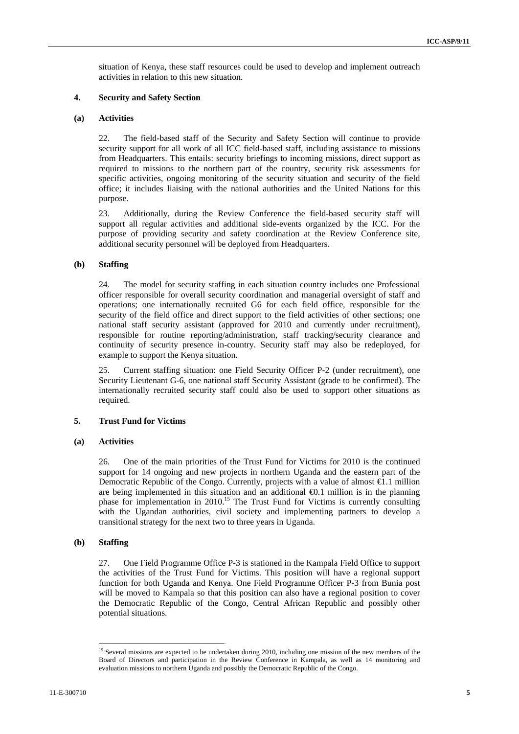situation of Kenya, these staff resources could be used to develop and implement outreach activities in relation to this new situation.

#### 4. Security and Safety Section

##### (a) Activities

22. The field-based staff of the Security and Safety Section will continue to provide security support for all work of all ICC field-based staff, including assistance to missions from Headquarters. This entails: security briefings to incoming missions, direct support as required to missions to the northern part of the country, security risk assessments for specific activities, ongoing monitoring of the security situation and security of the field office; it includes liaising with the national authorities and the United Nations for this purpose.

23. Additionally, during the Review Conference the field-based security staff will support all regular activities and additional side-events organized by the ICC. For the purpose of providing security and safety coordination at the Review Conference site, additional security personnel will be deployed from Headquarters.

##### (b) Staffing

24. The model for security staffing in each situation country includes one Professional officer responsible for overall security coordination and managerial oversight of staff and operations; one internationally recruited G6 for each field office, responsible for the security of the field office and direct support to the field activities of other sections; one national staff security assistant (approved for 2010 and currently under recruitment), responsible for routine reporting/administration, staff tracking/security clearance and continuity of security presence in-country. Security staff may also be redeployed, for example to support the Kenya situation.

25. Current staffing situation: one Field Security Officer P-2 (under recruitment), one Security Lieutenant G-6, one national staff Security Assistant (grade to be confirmed). The internationally recruited security staff could also be used to support other situations as required.

#### 5. Trust Fund for Victims

##### (a) Activities

26. One of the main priorities of the Trust Fund for Victims for 2010 is the continued support for 14 ongoing and new projects in northern Uganda and the eastern part of the Democratic Republic of the Congo. Currently, projects with a value of almost €1.1 million are being implemented in this situation and an additional €0.1 million is in the planning phase for implementation in 2010.[15] The Trust Fund for Victims is currently consulting with the Ugandan authorities, civil society and implementing partners to develop a transitional strategy for the next two to three years in Uganda.

##### (b) Staffing

27. One Field Programme Office P-3 is stationed in the Kampala Field Office to support the activities of the Trust Fund for Victims. This position will have a regional support function for both Uganda and Kenya. One Field Programme Officer P-3 from Bunia post will be moved to Kampala so that this position can also have a regional position to cover the Democratic Republic of the Congo, Central African Republic and possibly other potential situations.

---

[15] Several missions are expected to be undertaken during 2010, including one mission of the new members of the Board of Directors and participation in the Review Conference in Kampala, as well as 14 monitoring and evaluation missions to northern Uganda and possibly the Democratic Republic of the Congo.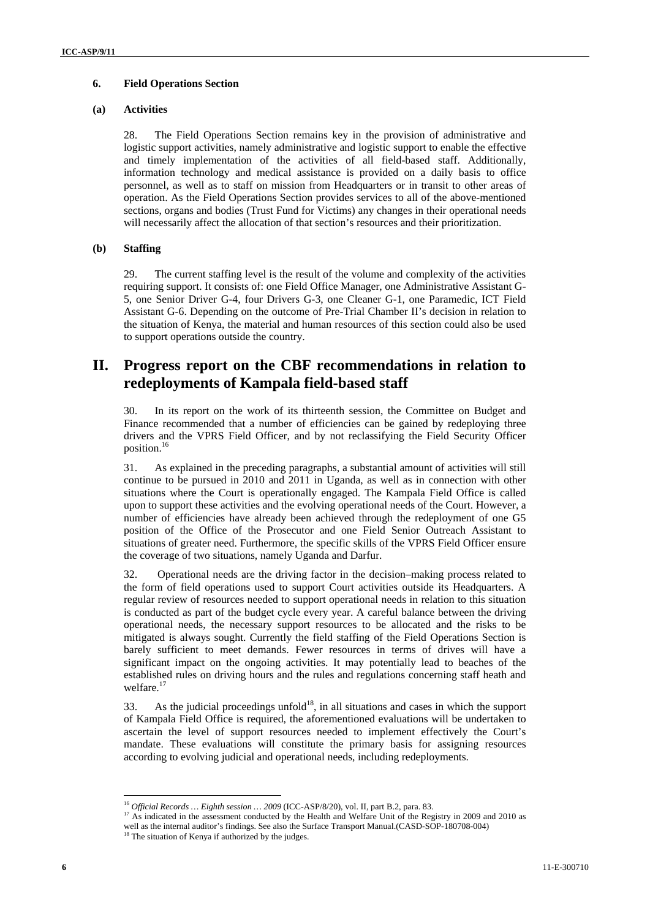### 6. Field Operations Section

#### (a) Activities

28. The Field Operations Section remains key in the provision of administrative and logistic support activities, namely administrative and logistic support to enable the effective and timely implementation of the activities of all field-based staff. Additionally, information technology and medical assistance is provided on a daily basis to office personnel, as well as to staff on mission from Headquarters or in transit to other areas of operation. As the Field Operations Section provides services to all of the above-mentioned sections, organs and bodies (Trust Fund for Victims) any changes in their operational needs will necessarily affect the allocation of that section's resources and their prioritization.

#### (b) Staffing

29. The current staffing level is the result of the volume and complexity of the activities requiring support. It consists of: one Field Office Manager, one Administrative Assistant G-5, one Senior Driver G-4, four Drivers G-3, one Cleaner G-1, one Paramedic, ICT Field Assistant G-6. Depending on the outcome of Pre-Trial Chamber II's decision in relation to the situation of Kenya, the material and human resources of this section could also be used to support operations outside the country.

## II. Progress report on the CBF recommendations in relation to redeployments of Kampala field-based staff

30. In its report on the work of its thirteenth session, the Committee on Budget and Finance recommended that a number of efficiencies can be gained by redeploying three drivers and the VPRS Field Officer, and by not reclassifying the Field Security Officer position.[16]

31. As explained in the preceding paragraphs, a substantial amount of activities will still continue to be pursued in 2010 and 2011 in Uganda, as well as in connection with other situations where the Court is operationally engaged. The Kampala Field Office is called upon to support these activities and the evolving operational needs of the Court. However, a number of efficiencies have already been achieved through the redeployment of one G5 position of the Office of the Prosecutor and one Field Senior Outreach Assistant to situations of greater need. Furthermore, the specific skills of the VPRS Field Officer ensure the coverage of two situations, namely Uganda and Darfur.

32. Operational needs are the driving factor in the decision–making process related to the form of field operations used to support Court activities outside its Headquarters. A regular review of resources needed to support operational needs in relation to this situation is conducted as part of the budget cycle every year. A careful balance between the driving operational needs, the necessary support resources to be allocated and the risks to be mitigated is always sought. Currently the field staffing of the Field Operations Section is barely sufficient to meet demands. Fewer resources in terms of drives will have a significant impact on the ongoing activities. It may potentially lead to beaches of the established rules on driving hours and the rules and regulations concerning staff heath and welfare.[17]

33. As the judicial proceedings unfold[18], in all situations and cases in which the support of Kampala Field Office is required, the aforementioned evaluations will be undertaken to ascertain the level of support resources needed to implement effectively the Court's mandate. These evaluations will constitute the primary basis for assigning resources according to evolving judicial and operational needs, including redeployments.

---

[16] *Official Records … Eighth session … 2009* (ICC-ASP/8/20), vol. II, part B.2, para. 83.

[17] As indicated in the assessment conducted by the Health and Welfare Unit of the Registry in 2009 and 2010 as well as the internal auditor's findings. See also the Surface Transport Manual.(CASD-SOP-180708-004)

[18] The situation of Kenya if authorized by the judges.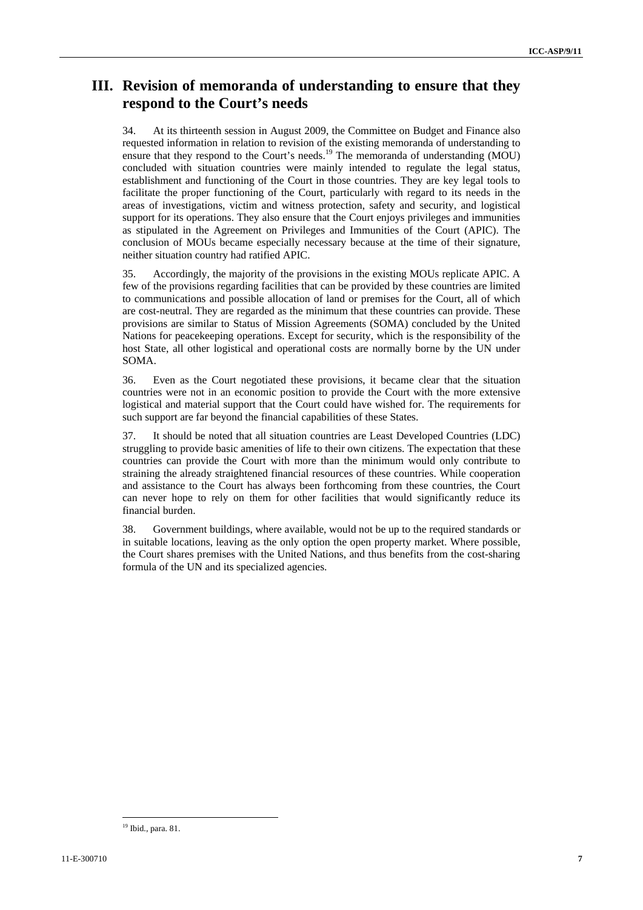# III. Revision of memoranda of understanding to ensure that they respond to the Court's needs

34. At its thirteenth session in August 2009, the Committee on Budget and Finance also requested information in relation to revision of the existing memoranda of understanding to ensure that they respond to the Court's needs.[19] The memoranda of understanding (MOU) concluded with situation countries were mainly intended to regulate the legal status, establishment and functioning of the Court in those countries. They are key legal tools to facilitate the proper functioning of the Court, particularly with regard to its needs in the areas of investigations, victim and witness protection, safety and security, and logistical support for its operations. They also ensure that the Court enjoys privileges and immunities as stipulated in the Agreement on Privileges and Immunities of the Court (APIC). The conclusion of MOUs became especially necessary because at the time of their signature, neither situation country had ratified APIC.

35. Accordingly, the majority of the provisions in the existing MOUs replicate APIC. A few of the provisions regarding facilities that can be provided by these countries are limited to communications and possible allocation of land or premises for the Court, all of which are cost-neutral. They are regarded as the minimum that these countries can provide. These provisions are similar to Status of Mission Agreements (SOMA) concluded by the United Nations for peacekeeping operations. Except for security, which is the responsibility of the host State, all other logistical and operational costs are normally borne by the UN under SOMA.

36. Even as the Court negotiated these provisions, it became clear that the situation countries were not in an economic position to provide the Court with the more extensive logistical and material support that the Court could have wished for. The requirements for such support are far beyond the financial capabilities of these States.

37. It should be noted that all situation countries are Least Developed Countries (LDC) struggling to provide basic amenities of life to their own citizens. The expectation that these countries can provide the Court with more than the minimum would only contribute to straining the already straightened financial resources of these countries. While cooperation and assistance to the Court has always been forthcoming from these countries, the Court can never hope to rely on them for other facilities that would significantly reduce its financial burden.

38. Government buildings, where available, would not be up to the required standards or in suitable locations, leaving as the only option the open property market. Where possible, the Court shares premises with the United Nations, and thus benefits from the cost-sharing formula of the UN and its specialized agencies.

[19] Ibid., para. 81.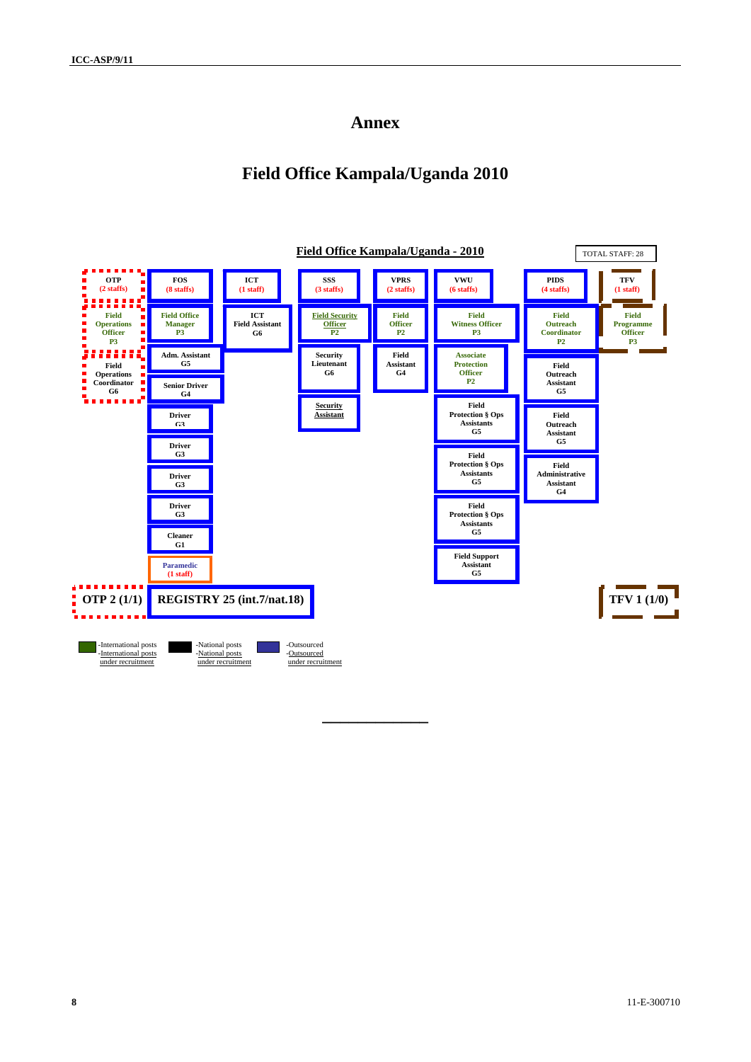# Annex

## Field Office Kampala/Uganda 2010

Field Office Kampala/Uganda - 2010

TOTAL STAFF: 28

OTP (2 staffs)

Field Operations Officer P3

Field Operations Coordinator G6

FOS (8 staffs)

Field Office Manager P3

Adm. Assistant G5

Senior Driver G4

Driver G3

Driver G3

Driver G3

Driver G3

Cleaner G1

Paramedic (1 staff)

ICT (1 staff)

ICT Field Assistant G6

SSS (3 staffs)

Field Security Officer P2

Security Lieutenant G6

Security Assistant

VPRS (2 staffs)

Field Officer P2

Field Assistant G4

VWU (6 staffs)

Field Witness Officer P3

Associate Protection Officer P2

Field Protection § Ops Assistants G5

Field Protection § Ops Assistants G5

Field Protection § Ops Assistants G5

Field Support Assistant G5

PIDS (4 staffs)

Field Outreach Coordinator P2

Field Outreach Assistant G5

Field Outreach Assistant G5

Field Administrative Assistant G4

TFV (1 staff)

Field Programme Officer P3

OTP 2 (1/1)

REGISTRY 25 (int.7/nat.18)

TFV 1 (1/0)

-International posts
-International posts under recruitment

-National posts
-National posts under recruitment

-Outsourced
-Outsourced under recruitment